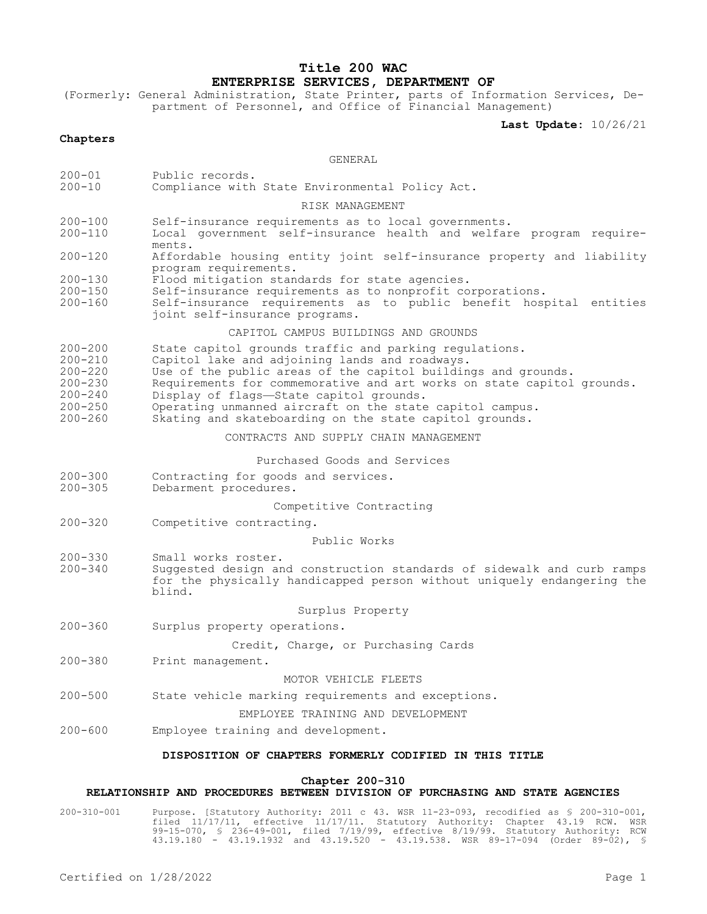# Title 200 WAC
# ENTERPRISE SERVICES, DEPARTMENT OF

(Formerly: General Administration, State Printer, parts of Information Services, Department of Personnel, and Office of Financial Management)

**Last Update:** 10/26/21

**Chapters**

GENERAL

| | |
|---|---|
| 200-01 | Public records. |
| 200-10 | Compliance with State Environmental Policy Act. |

RISK MANAGEMENT

| | |
|---|---|
| 200-100 | Self-insurance requirements as to local governments. |
| 200-110 | Local government self-insurance health and welfare program requirements. |
| 200-120 | Affordable housing entity joint self-insurance property and liability program requirements. |
| 200-130 | Flood mitigation standards for state agencies. |
| 200-150 | Self-insurance requirements as to nonprofit corporations. |
| 200-160 | Self-insurance requirements as to public benefit hospital entities joint self-insurance programs. |

CAPITOL CAMPUS BUILDINGS AND GROUNDS

| | |
|---|---|
| 200-200 | State capitol grounds traffic and parking regulations. |
| 200-210 | Capitol lake and adjoining lands and roadways. |
| 200-220 | Use of the public areas of the capitol buildings and grounds. |
| 200-230 | Requirements for commemorative and art works on state capitol grounds. |
| 200-240 | Display of flags—State capitol grounds. |
| 200-250 | Operating unmanned aircraft on the state capitol campus. |
| 200-260 | Skating and skateboarding on the state capitol grounds. |

CONTRACTS AND SUPPLY CHAIN MANAGEMENT

Purchased Goods and Services

| | |
|---|---|
| 200-300 | Contracting for goods and services. |
| 200-305 | Debarment procedures. |

Competitive Contracting

| | |
|---|---|
| 200-320 | Competitive contracting. |

Public Works

| | |
|---|---|
| 200-330 | Small works roster. |
| 200-340 | Suggested design and construction standards of sidewalk and curb ramps for the physically handicapped person without uniquely endangering the blind. |

Surplus Property

| | |
|---|---|
| 200-360 | Surplus property operations. |

Credit, Charge, or Purchasing Cards

| | |
|---|---|
| 200-380 | Print management. |

MOTOR VEHICLE FLEETS

| | |
|---|---|
| 200-500 | State vehicle marking requirements and exceptions. |

EMPLOYEE TRAINING AND DEVELOPMENT

| | |
|---|---|
| 200-600 | Employee training and development. |

**DISPOSITION OF CHAPTERS FORMERLY CODIFIED IN THIS TITLE**

**Chapter 200-310**
**RELATIONSHIP AND PROCEDURES BETWEEN DIVISION OF PURCHASING AND STATE AGENCIES**

200-310-001 Purpose. [Statutory Authority: 2011 c 43. WSR 11-23-093, recodified as § 200-310-001, filed 11/17/11, effective 11/17/11. Statutory Authority: Chapter 43.19 RCW. WSR 99-15-070, § 236-49-001, filed 7/19/99, effective 8/19/99. Statutory Authority: RCW 43.19.180 - 43.19.1932 and 43.19.520 - 43.19.538. WSR 89-17-094 (Order 89-02), §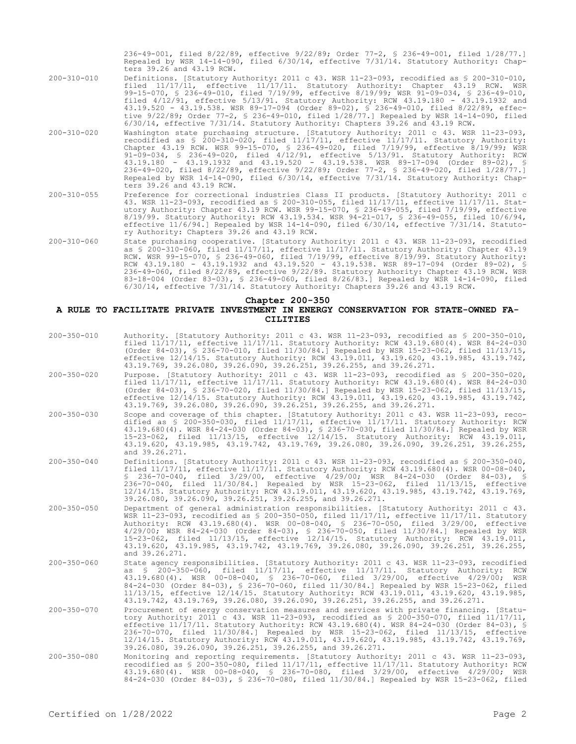236-49-001, filed 8/22/89, effective 9/22/89; Order 77-2, § 236-49-001, filed 1/28/77.] Repealed by WSR 14-14-090, filed 6/30/14, effective 7/31/14. Statutory Authority: Chapters 39.26 and 43.19 RCW.

200-310-010 Definitions. [Statutory Authority: 2011 c 43. WSR 11-23-093, recodified as § 200-310-010, filed 11/17/11, effective 11/17/11. Statutory Authority: Chapter 43.19 RCW. WSR 99-15-070, § 236-49-010, filed 7/19/99, effective 8/19/99; WSR 91-09-034, § 236-49-010, filed 4/12/91, effective 5/13/91. Statutory Authority: RCW 43.19.180 - 43.19.1932 and 43.19.520 - 43.19.538. WSR 89-17-094 (Order 89-02), § 236-49-010, filed 8/22/89, effective 9/22/89; Order 77-2, § 236-49-010, filed 1/28/77.] Repealed by WSR 14-14-090, filed 6/30/14, effective 7/31/14. Statutory Authority: Chapters 39.26 and 43.19 RCW.

200-310-020 Washington state purchasing structure. [Statutory Authority: 2011 c 43. WSR 11-23-093, recodified as § 200-310-020, filed 11/17/11, effective 11/17/11. Statutory Authority: Chapter 43.19 RCW. WSR 99-15-070, § 236-49-020, filed 7/19/99, effective 8/19/99; WSR 91-09-034, § 236-49-020, filed 4/12/91, effective 5/13/91. Statutory Authority: RCW 43.19.180 - 43.19.1932 and 43.19.520 - 43.19.538. WSR 89-17-094 (Order 89-02), § 236-49-020, filed 8/22/89, effective 9/22/89; Order 77-2, § 236-49-020, filed 1/28/77.] Repealed by WSR 14-14-090, filed 6/30/14, effective 7/31/14. Statutory Authority: Chapters 39.26 and 43.19 RCW.

200-310-055 Preference for correctional industries Class II products. [Statutory Authority: 2011 c 43. WSR 11-23-093, recodified as § 200-310-055, filed 11/17/11, effective 11/17/11. Statutory Authority: Chapter 43.19 RCW. WSR 99-15-070, § 236-49-055, filed 7/19/99, effective 8/19/99. Statutory Authority: RCW 43.19.534. WSR 94-21-017, § 236-49-055, filed 10/6/94, effective 11/6/94.] Repealed by WSR 14-14-090, filed 6/30/14, effective 7/31/14. Statutory Authority: Chapters 39.26 and 43.19 RCW.

200-310-060 State purchasing cooperative. [Statutory Authority: 2011 c 43. WSR 11-23-093, recodified as § 200-310-060, filed 11/17/11, effective 11/17/11. Statutory Authority: Chapter 43.19 RCW. WSR 99-15-070, § 236-49-060, filed 7/19/99, effective 8/19/99. Statutory Authority: RCW 43.19.180 - 43.19.1932 and 43.19.520 - 43.19.538. WSR 89-17-094 (Order 89-02), § 236-49-060, filed 8/22/89, effective 9/22/89. Statutory Authority: Chapter 43.19 RCW. WSR 83-18-004 (Order 83-03), § 236-49-060, filed 8/26/83.] Repealed by WSR 14-14-090, filed 6/30/14, effective 7/31/14. Statutory Authority: Chapters 39.26 and 43.19 RCW.

## Chapter 200-350

## A RULE TO FACILITATE PRIVATE INVESTMENT IN ENERGY CONSERVATION FOR STATE-OWNED FACILITIES

200-350-010 Authority. [Statutory Authority: 2011 c 43. WSR 11-23-093, recodified as § 200-350-010, filed 11/17/11, effective 11/17/11. Statutory Authority: RCW 43.19.680(4). WSR 84-24-030 (Order 84-03), § 236-70-010, filed 11/30/84.] Repealed by WSR 15-23-062, filed 11/13/15, effective 12/14/15. Statutory Authority: RCW 43.19.011, 43.19.620, 43.19.985, 43.19.742, 43.19.769, 39.26.080, 39.26.090, 39.26.251, 39.26.255, and 39.26.271.

200-350-020 Purpose. [Statutory Authority: 2011 c 43. WSR 11-23-093, recodified as § 200-350-020, filed 11/17/11, effective 11/17/11. Statutory Authority: RCW 43.19.680(4). WSR 84-24-030 (Order 84-03), § 236-70-020, filed 11/30/84.] Repealed by WSR 15-23-062, filed 11/13/15, effective 12/14/15. Statutory Authority: RCW 43.19.011, 43.19.620, 43.19.985, 43.19.742, 43.19.769, 39.26.080, 39.26.090, 39.26.251, 39.26.255, and 39.26.271.

200-350-030 Scope and coverage of this chapter. [Statutory Authority: 2011 c 43. WSR 11-23-093, recodified as § 200-350-030, filed 11/17/11, effective 11/17/11. Statutory Authority: RCW 43.19.680(4). WSR 84-24-030 (Order 84-03), § 236-70-030, filed 11/30/84.] Repealed by WSR 15-23-062, filed 11/13/15, effective 12/14/15. Statutory Authority: RCW 43.19.011, 43.19.620, 43.19.985, 43.19.742, 43.19.769, 39.26.080, 39.26.090, 39.26.251, 39.26.255, and 39.26.271.

200-350-040 Definitions. [Statutory Authority: 2011 c 43. WSR 11-23-093, recodified as § 200-350-040, filed 11/17/11, effective 11/17/11. Statutory Authority: RCW 43.19.680(4). WSR 00-08-040, § 236-70-040, filed 3/29/00, effective 4/29/00; WSR 84-24-030 (Order 84-03), § 236-70-040, filed 11/30/84.] Repealed by WSR 15-23-062, filed 11/13/15, effective 12/14/15. Statutory Authority: RCW 43.19.011, 43.19.620, 43.19.985, 43.19.742, 43.19.769, 39.26.080, 39.26.090, 39.26.251, 39.26.255, and 39.26.271.

200-350-050 Department of general administration responsibilities. [Statutory Authority: 2011 c 43. WSR 11-23-093, recodified as § 200-350-050, filed 11/17/11, effective 11/17/11. Statutory Authority: RCW 43.19.680(4). WSR 00-08-040, § 236-70-050, filed 3/29/00, effective 4/29/00; WSR 84-24-030 (Order 84-03), § 236-70-050, filed 11/30/84.] Repealed by WSR 15-23-062, filed 11/13/15, effective 12/14/15. Statutory Authority: RCW 43.19.011, 43.19.620, 43.19.985, 43.19.742, 43.19.769, 39.26.080, 39.26.090, 39.26.251, 39.26.255, and 39.26.271.

200-350-060 State agency responsibilities. [Statutory Authority: 2011 c 43. WSR 11-23-093, recodified as § 200-350-060, filed 11/17/11, effective 11/17/11. Statutory Authority: RCW 43.19.680(4). WSR 00-08-040, § 236-70-060, filed 3/29/00, effective 4/29/00; WSR 84-24-030 (Order 84-03), § 236-70-060, filed 11/30/84.] Repealed by WSR 15-23-062, filed 11/13/15, effective 12/14/15. Statutory Authority: RCW 43.19.011, 43.19.620, 43.19.985, 43.19.742, 43.19.769, 39.26.080, 39.26.090, 39.26.251, 39.26.255, and 39.26.271.

200-350-070 Procurement of energy conservation measures and services with private financing. [Statutory Authority: 2011 c 43. WSR 11-23-093, recodified as § 200-350-070, filed 11/17/11, effective 11/17/11. Statutory Authority: RCW 43.19.680(4). WSR 84-24-030 (Order 84-03), § 236-70-070, filed 11/30/84.] Repealed by WSR 15-23-062, filed 11/13/15, effective 12/14/15. Statutory Authority: RCW 43.19.011, 43.19.620, 43.19.985, 43.19.742, 43.19.769, 39.26.080, 39.26.090, 39.26.251, 39.26.255, and 39.26.271.

200-350-080 Monitoring and reporting requirements. [Statutory Authority: 2011 c 43. WSR 11-23-093, recodified as § 200-350-080, filed 11/17/11, effective 11/17/11. Statutory Authority: RCW 43.19.680(4). WSR 00-08-040, § 236-70-080, filed 3/29/00, effective 4/29/00; WSR 84-24-030 (Order 84-03), § 236-70-080, filed 11/30/84.] Repealed by WSR 15-23-062, filed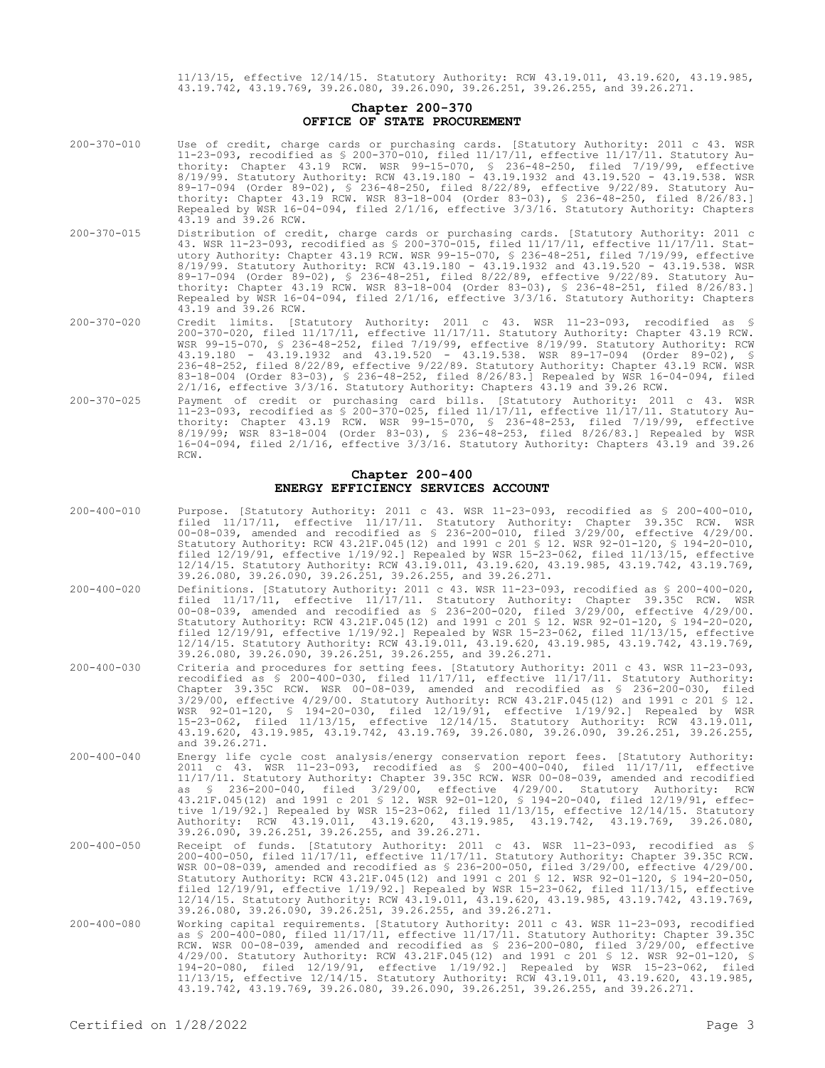11/13/15, effective 12/14/15. Statutory Authority: RCW 43.19.011, 43.19.620, 43.19.985, 43.19.742, 43.19.769, 39.26.080, 39.26.090, 39.26.251, 39.26.255, and 39.26.271.

## Chapter 200-370
## OFFICE OF STATE PROCUREMENT

200-370-010 Use of credit, charge cards or purchasing cards. [Statutory Authority: 2011 c 43. WSR 11-23-093, recodified as § 200-370-010, filed 11/17/11, effective 11/17/11. Statutory Authority: Chapter 43.19 RCW. WSR 99-15-070, § 236-48-250, filed 7/19/99, effective 8/19/99. Statutory Authority: RCW 43.19.180 - 43.19.1932 and 43.19.520 - 43.19.538. WSR 89-17-094 (Order 89-02), § 236-48-250, filed 8/22/89, effective 9/22/89. Statutory Authority: Chapter 43.19 RCW. WSR 83-18-004 (Order 83-03), § 236-48-250, filed 8/26/83.] Repealed by WSR 16-04-094, filed 2/1/16, effective 3/3/16. Statutory Authority: Chapters 43.19 and 39.26 RCW.

200-370-015 Distribution of credit, charge cards or purchasing cards. [Statutory Authority: 2011 c 43. WSR 11-23-093, recodified as § 200-370-015, filed 11/17/11, effective 11/17/11. Statutory Authority: Chapter 43.19 RCW. WSR 99-15-070, § 236-48-251, filed 7/19/99, effective 8/19/99. Statutory Authority: RCW 43.19.180 - 43.19.1932 and 43.19.520 - 43.19.538. WSR 89-17-094 (Order 89-02), § 236-48-251, filed 8/22/89, effective 9/22/89. Statutory Authority: Chapter 43.19 RCW. WSR 83-18-004 (Order 83-03), § 236-48-251, filed 8/26/83.] Repealed by WSR 16-04-094, filed 2/1/16, effective 3/3/16. Statutory Authority: Chapters 43.19 and 39.26 RCW.

200-370-020 Credit limits. [Statutory Authority: 2011 c 43. WSR 11-23-093, recodified as § 200-370-020, filed 11/17/11, effective 11/17/11. Statutory Authority: Chapter 43.19 RCW. WSR 99-15-070, § 236-48-252, filed 7/19/99, effective 8/19/99. Statutory Authority: RCW 43.19.180 - 43.19.1932 and 43.19.520 - 43.19.538. WSR 89-17-094 (Order 89-02), § 236-48-252, filed 8/22/89, effective 9/22/89. Statutory Authority: Chapter 43.19 RCW. WSR 83-18-004 (Order 83-03), § 236-48-252, filed 8/26/83.] Repealed by WSR 16-04-094, filed 2/1/16, effective 3/3/16. Statutory Authority: Chapters 43.19 and 39.26 RCW.

200-370-025 Payment of credit or purchasing card bills. [Statutory Authority: 2011 c 43. WSR 11-23-093, recodified as § 200-370-025, filed 11/17/11, effective 11/17/11. Statutory Authority: Chapter 43.19 RCW. WSR 99-15-070, § 236-48-253, filed 7/19/99, effective 8/19/99; WSR 83-18-004 (Order 83-03), § 236-48-253, filed 8/26/83.] Repealed by WSR 16-04-094, filed 2/1/16, effective 3/3/16. Statutory Authority: Chapters 43.19 and 39.26 RCW.

## Chapter 200-400
## ENERGY EFFICIENCY SERVICES ACCOUNT

200-400-010 Purpose. [Statutory Authority: 2011 c 43. WSR 11-23-093, recodified as § 200-400-010, filed 11/17/11, effective 11/17/11. Statutory Authority: Chapter 39.35C RCW. WSR 00-08-039, amended and recodified as § 236-200-010, filed 3/29/00, effective 4/29/00. Statutory Authority: RCW 43.21F.045(12) and 1991 c 201 § 12. WSR 92-01-120, § 194-20-010, filed 12/19/91, effective 1/19/92.] Repealed by WSR 15-23-062, filed 11/13/15, effective 12/14/15. Statutory Authority: RCW 43.19.011, 43.19.620, 43.19.985, 43.19.742, 43.19.769, 39.26.080, 39.26.090, 39.26.251, 39.26.255, and 39.26.271.

200-400-020 Definitions. [Statutory Authority: 2011 c 43. WSR 11-23-093, recodified as § 200-400-020, filed 11/17/11, effective 11/17/11. Statutory Authority: Chapter 39.35C RCW. WSR 00-08-039, amended and recodified as § 236-200-020, filed 3/29/00, effective 4/29/00. Statutory Authority: RCW 43.21F.045(12) and 1991 c 201 § 12. WSR 92-01-120, § 194-20-020, filed 12/19/91, effective 1/19/92.] Repealed by WSR 15-23-062, filed 11/13/15, effective 12/14/15. Statutory Authority: RCW 43.19.011, 43.19.620, 43.19.985, 43.19.742, 43.19.769, 39.26.080, 39.26.090, 39.26.251, 39.26.255, and 39.26.271.

200-400-030 Criteria and procedures for setting fees. [Statutory Authority: 2011 c 43. WSR 11-23-093, recodified as § 200-400-030, filed 11/17/11, effective 11/17/11. Statutory Authority: Chapter 39.35C RCW. WSR 00-08-039, amended and recodified as § 236-200-030, filed 3/29/00, effective 4/29/00. Statutory Authority: RCW 43.21F.045(12) and 1991 c 201 § 12. WSR 92-01-120, § 194-20-030, filed 12/19/91, effective 1/19/92.] Repealed by WSR 15-23-062, filed 11/13/15, effective 12/14/15. Statutory Authority: RCW 43.19.011, 43.19.620, 43.19.985, 43.19.742, 43.19.769, 39.26.080, 39.26.090, 39.26.251, 39.26.255, and 39.26.271.

200-400-040 Energy life cycle cost analysis/energy conservation report fees. [Statutory Authority: 2011 c 43. WSR 11-23-093, recodified as § 200-400-040, filed 11/17/11, effective 11/17/11. Statutory Authority: Chapter 39.35C RCW. WSR 00-08-039, amended and recodified as § 236-200-040, filed 3/29/00, effective 4/29/00. Statutory Authority: RCW 43.21F.045(12) and 1991 c 201 § 12. WSR 92-01-120, § 194-20-040, filed 12/19/91, effective 1/19/92.] Repealed by WSR 15-23-062, filed 11/13/15, effective 12/14/15. Statutory Authority: RCW 43.19.011, 43.19.620, 43.19.985, 43.19.742, 43.19.769, 39.26.080, 39.26.090, 39.26.251, 39.26.255, and 39.26.271.

200-400-050 Receipt of funds. [Statutory Authority: 2011 c 43. WSR 11-23-093, recodified as § 200-400-050, filed 11/17/11, effective 11/17/11. Statutory Authority: Chapter 39.35C RCW. WSR 00-08-039, amended and recodified as § 236-200-050, filed 3/29/00, effective 4/29/00. Statutory Authority: RCW 43.21F.045(12) and 1991 c 201 § 12. WSR 92-01-120, § 194-20-050, filed 12/19/91, effective 1/19/92.] Repealed by WSR 15-23-062, filed 11/13/15, effective 12/14/15. Statutory Authority: RCW 43.19.011, 43.19.620, 43.19.985, 43.19.742, 43.19.769, 39.26.080, 39.26.090, 39.26.251, 39.26.255, and 39.26.271.

200-400-080 Working capital requirements. [Statutory Authority: 2011 c 43. WSR 11-23-093, recodified as § 200-400-080, filed 11/17/11, effective 11/17/11. Statutory Authority: Chapter 39.35C RCW. WSR 00-08-039, amended and recodified as § 236-200-080, filed 3/29/00, effective 4/29/00. Statutory Authority: RCW 43.21F.045(12) and 1991 c 201 § 12. WSR 92-01-120, § 194-20-080, filed 12/19/91, effective 1/19/92.] Repealed by WSR 15-23-062, filed 11/13/15, effective 12/14/15. Statutory Authority: RCW 43.19.011, 43.19.620, 43.19.985, 43.19.742, 43.19.769, 39.26.080, 39.26.090, 39.26.251, 39.26.255, and 39.26.271.